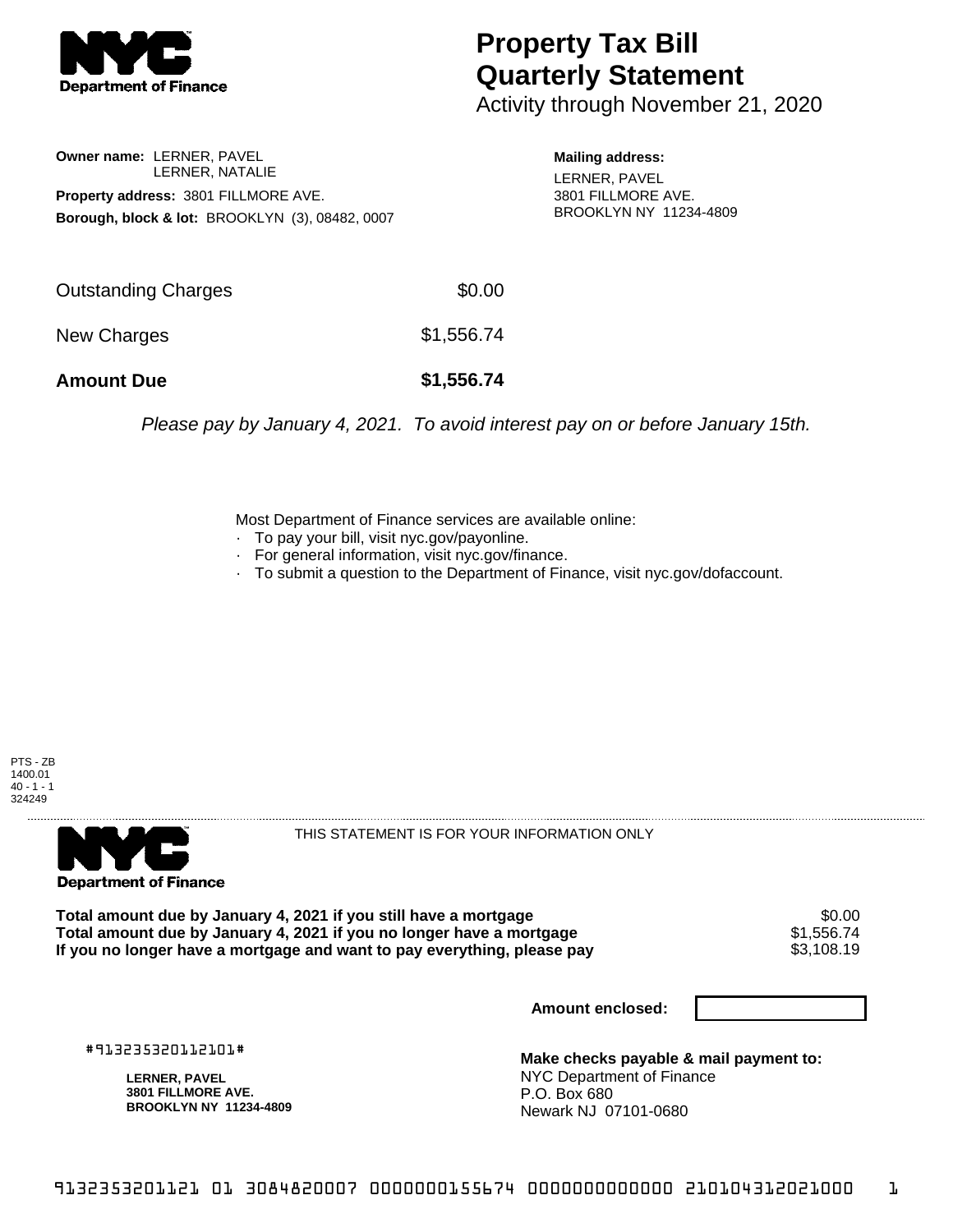# Property Tax Bill Quarterly Statement

Activity through November 21, 2020

**Owner name:** LERNER, PAVEL
LERNER, NATALIE

**Property address:** 3801 FILLMORE AVE.

**Borough, block & lot:** BROOKLYN (3), 08482, 0007

**Mailing address:**
LERNER, PAVEL
3801 FILLMORE AVE.
BROOKLYN NY 11234-4809

| | |
|---|---|
| Outstanding Charges | $0.00 |
| New Charges | $1,556.74 |
| **Amount Due** | **$1,556.74** |

*Please pay by January 4, 2021. To avoid interest pay on or before January 15th.*

Most Department of Finance services are available online:
- To pay your bill, visit nyc.gov/payonline.
- For general information, visit nyc.gov/finance.
- To submit a question to the Department of Finance, visit nyc.gov/dofaccount.

PTS - ZB
1400.01
40 - 1 - 1
324249

THIS STATEMENT IS FOR YOUR INFORMATION ONLY

| | |
|---|---|
| **Total amount due by January 4, 2021 if you still have a mortgage** | $0.00 |
| **Total amount due by January 4, 2021 if you no longer have a mortgage** | $1,556.74 |
| **If you no longer have a mortgage and want to pay everything, please pay** | $3,108.19 |

**Amount enclosed:**

#913235320112101#

**LERNER, PAVEL**
**3801 FILLMORE AVE.**
**BROOKLYN NY 11234-4809**

**Make checks payable & mail payment to:**
NYC Department of Finance
P.O. Box 680
Newark NJ 07101-0680

9132353201121 01 3084820007 0000000155674 0000000000000 210104312021000 1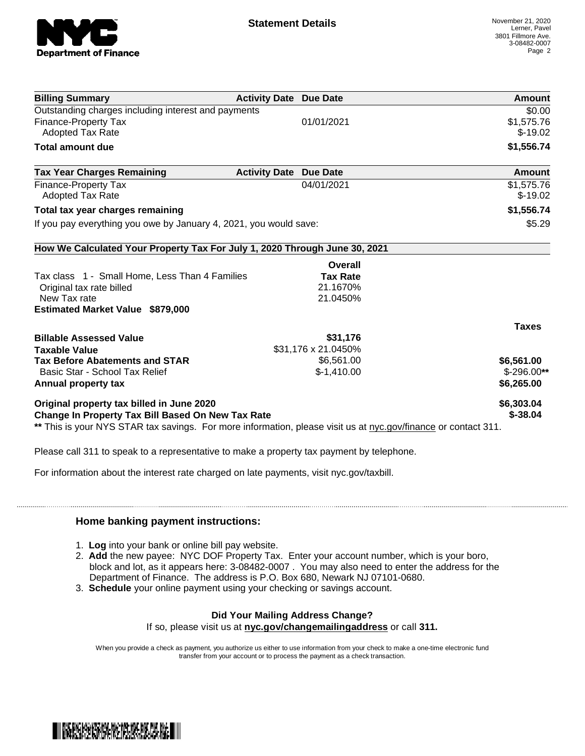## Statement Details

November 21, 2020
Lerner, Pavel
3801 Fillmore Ave.
3-08482-0007

| Billing Summary | Activity Date | Due Date | Amount |
|---|---|---|---|
| Outstanding charges including interest and payments | | | $0.00 |
| Finance-Property Tax | | 01/01/2021 | $1,575.76 |
| Adopted Tax Rate | | | $-19.02 |
| **Total amount due** | | | **$1,556.74** |

| Tax Year Charges Remaining | Activity Date | Due Date | Amount |
|---|---|---|---|
| Finance-Property Tax | | 04/01/2021 | $1,575.76 |
| Adopted Tax Rate | | | $-19.02 |
| **Total tax year charges remaining** | | | **$1,556.74** |
| If you pay everything you owe by January 4, 2021, you would save: | | | $5.29 |

### How We Calculated Your Property Tax For July 1, 2020 Through June 30, 2021

| | Overall Tax Rate | Taxes |
|---|---|---|
| Tax class 1 - Small Home, Less Than 4 Families | | |
| Original tax rate billed | 21.1670% | |
| New Tax rate | 21.0450% | |
| **Estimated Market Value $879,000** | | |
| **Billable Assessed Value** | **$31,176** | |
| **Taxable Value** | $31,176 x 21.0450% | |
| **Tax Before Abatements and STAR** | $6,561.00 | **$6,561.00** |
| Basic Star - School Tax Relief | $-1,410.00 | $-296.00** |
| **Annual property tax** | | **$6,265.00** |
| **Original property tax billed in June 2020** | | **$6,303.04** |
| **Change In Property Tax Bill Based On New Tax Rate** | | **$-38.04** |

** This is your NYS STAR tax savings. For more information, please visit us at nyc.gov/finance or contact 311.

Please call 311 to speak to a representative to make a property tax payment by telephone.

For information about the interest rate charged on late payments, visit nyc.gov/taxbill.

### Home banking payment instructions:

1. **Log** into your bank or online bill pay website.
2. **Add** the new payee: NYC DOF Property Tax. Enter your account number, which is your boro, block and lot, as it appears here: 3-08482-0007 . You may also need to enter the address for the Department of Finance. The address is P.O. Box 680, Newark NJ 07101-0680.
3. **Schedule** your online payment using your checking or savings account.

**Did Your Mailing Address Change?**
If so, please visit us at **nyc.gov/changemailingaddress** or call **311.**

When you provide a check as payment, you authorize us either to use information from your check to make a one-time electronic fund transfer from your account or to process the payment as a check transaction.